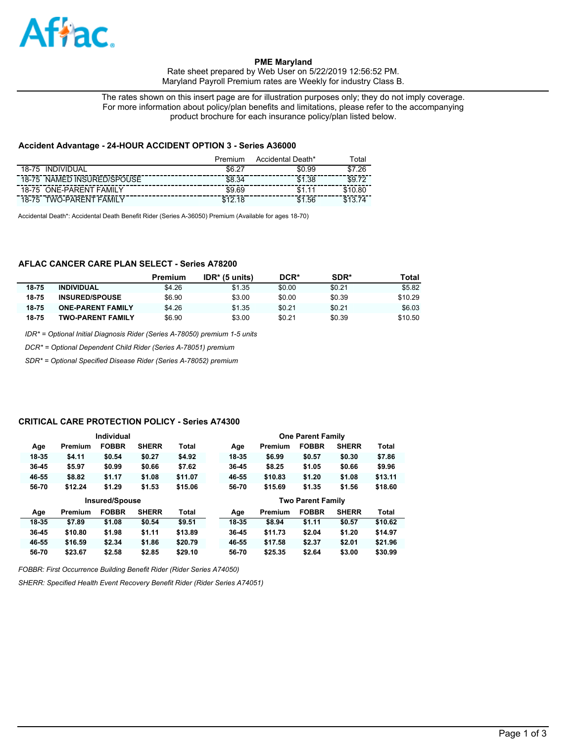**PME Maryland**
Rate sheet prepared by Web User on 5/22/2019 12:56:52 PM.
Maryland Payroll Premium rates are Weekly for industry Class B.

The rates shown on this insert page are for illustration purposes only; they do not imply coverage. For more information about policy/plan benefits and limitations, please refer to the accompanying product brochure for each insurance policy/plan listed below.

## Accident Advantage - 24-HOUR ACCIDENT OPTION 3 - Series A36000

| | Premium | Accidental Death* | Total |
|---|---|---|---|
| 18-75 INDIVIDUAL | $6.27 | $0.99 | $7.26 |
| 18-75 NAMED INSURED/SPOUSE | $8.34 | $1.38 | $9.72 |
| 18-75 ONE-PARENT FAMILY | $9.69 | $1.11 | $10.80 |
| 18-75 TWO-PARENT FAMILY | $12.18 | $1.56 | $13.74 |

Accidental Death*: Accidental Death Benefit Rider (Series A-36050) Premium (Available for ages 18-70)

## AFLAC CANCER CARE PLAN SELECT - Series A78200

| | | Premium | IDR* (5 units) | DCR* | SDR* | Total |
|---|---|---|---|---|---|---|
| 18-75 | INDIVIDUAL | $4.26 | $1.35 | $0.00 | $0.21 | $5.82 |
| 18-75 | INSURED/SPOUSE | $6.90 | $3.00 | $0.00 | $0.39 | $10.29 |
| 18-75 | ONE-PARENT FAMILY | $4.26 | $1.35 | $0.21 | $0.21 | $6.03 |
| 18-75 | TWO-PARENT FAMILY | $6.90 | $3.00 | $0.21 | $0.39 | $10.50 |

*IDR* = Optional Initial Diagnosis Rider (Series A-78050) premium 1-5 units*

*DCR* = Optional Dependent Child Rider (Series A-78051) premium*

*SDR* = Optional Specified Disease Rider (Series A-78052) premium*

## CRITICAL CARE PROTECTION POLICY - Series A74300

| Individual | | | | | One Parent Family | | | | |
|---|---|---|---|---|---|---|---|---|---|
| Age | Premium | FOBBR | SHERR | Total | Age | Premium | FOBBR | SHERR | Total |
| 18-35 | $4.11 | $0.54 | $0.27 | $4.92 | 18-35 | $6.99 | $0.57 | $0.30 | $7.86 |
| 36-45 | $5.97 | $0.99 | $0.66 | $7.62 | 36-45 | $8.25 | $1.05 | $0.66 | $9.96 |
| 46-55 | $8.82 | $1.17 | $1.08 | $11.07 | 46-55 | $10.83 | $1.20 | $1.08 | $13.11 |
| 56-70 | $12.24 | $1.29 | $1.53 | $15.06 | 56-70 | $15.69 | $1.35 | $1.56 | $18.60 |
| **Insured/Spouse** | | | | | **Two Parent Family** | | | | |
| Age | Premium | FOBBR | SHERR | Total | Age | Premium | FOBBR | SHERR | Total |
| 18-35 | $7.89 | $1.08 | $0.54 | $9.51 | 18-35 | $8.94 | $1.11 | $0.57 | $10.62 |
| 36-45 | $10.80 | $1.98 | $1.11 | $13.89 | 36-45 | $11.73 | $2.04 | $1.20 | $14.97 |
| 46-55 | $16.59 | $2.34 | $1.86 | $20.79 | 46-55 | $17.58 | $2.37 | $2.01 | $21.96 |
| 56-70 | $23.67 | $2.58 | $2.85 | $29.10 | 56-70 | $25.35 | $2.64 | $3.00 | $30.99 |

*FOBBR: First Occurrence Building Benefit Rider (Rider Series A74050)*

*SHERR: Specified Health Event Recovery Benefit Rider (Rider Series A74051)*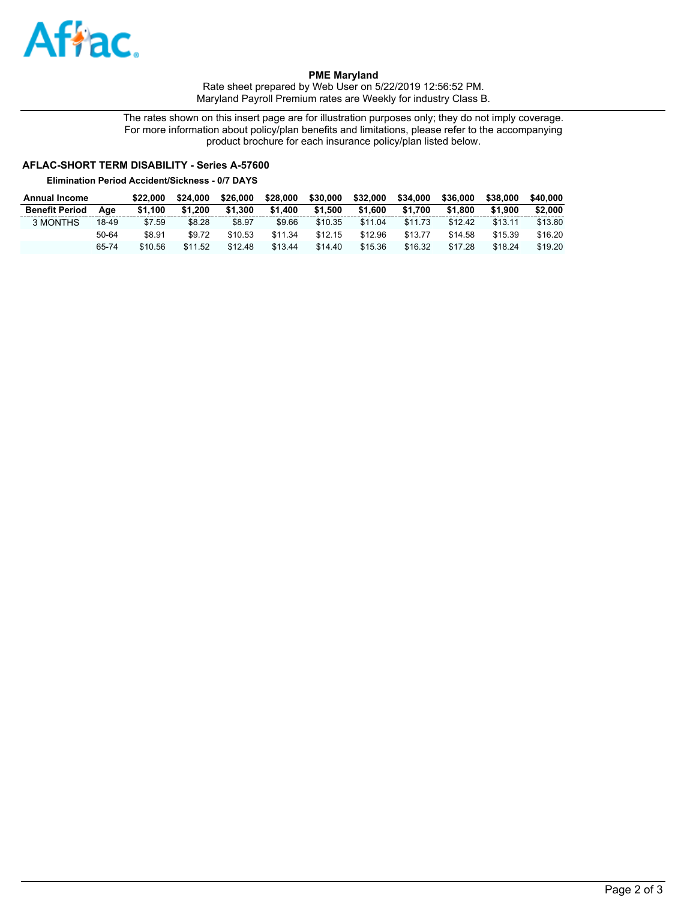**PME Maryland**

Rate sheet prepared by Web User on 5/22/2019 12:56:52 PM.
Maryland Payroll Premium rates are Weekly for industry Class B.

The rates shown on this insert page are for illustration purposes only; they do not imply coverage.
For more information about policy/plan benefits and limitations, please refer to the accompanying product brochure for each insurance policy/plan listed below.

## AFLAC-SHORT TERM DISABILITY - Series A-57600

**Elimination Period Accident/Sickness - 0/7 DAYS**

| Annual Income | | $22,000 | $24,000 | $26,000 | $28,000 | $30,000 | $32,000 | $34,000 | $36,000 | $38,000 | $40,000 |
|---|---|---|---|---|---|---|---|---|---|---|---|
| **Benefit Period** | **Age** | **$1,100** | **$1,200** | **$1,300** | **$1,400** | **$1,500** | **$1,600** | **$1,700** | **$1,800** | **$1,900** | **$2,000** |
| 3 MONTHS | 18-49 | $7.59 | $8.28 | $8.97 | $9.66 | $10.35 | $11.04 | $11.73 | $12.42 | $13.11 | $13.80 |
| | 50-64 | $8.91 | $9.72 | $10.53 | $11.34 | $12.15 | $12.96 | $13.77 | $14.58 | $15.39 | $16.20 |
| | 65-74 | $10.56 | $11.52 | $12.48 | $13.44 | $14.40 | $15.36 | $16.32 | $17.28 | $18.24 | $19.20 |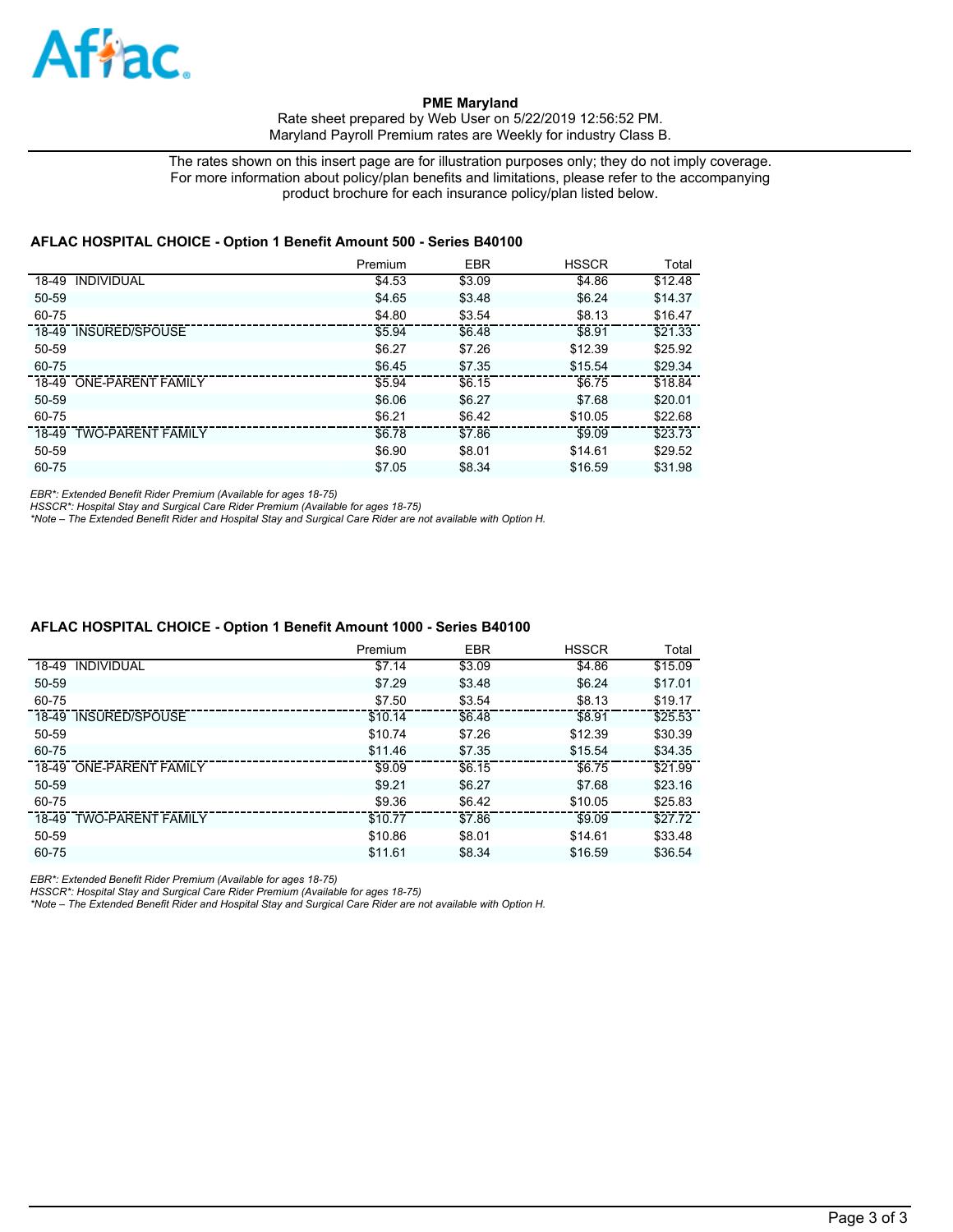**PME Maryland**
Rate sheet prepared by Web User on 5/22/2019 12:56:52 PM.
Maryland Payroll Premium rates are Weekly for industry Class B.

The rates shown on this insert page are for illustration purposes only; they do not imply coverage.
For more information about policy/plan benefits and limitations, please refer to the accompanying product brochure for each insurance policy/plan listed below.

### AFLAC HOSPITAL CHOICE - Option 1 Benefit Amount 500 - Series B40100

| | Premium | EBR | HSSCR | Total |
|---|---|---|---|---|
| 18-49 INDIVIDUAL | $4.53 | $3.09 | $4.86 | $12.48 |
| 50-59 | $4.65 | $3.48 | $6.24 | $14.37 |
| 60-75 | $4.80 | $3.54 | $8.13 | $16.47 |
| 18-49 INSURED/SPOUSE | $5.94 | $6.48 | $8.91 | $21.33 |
| 50-59 | $6.27 | $7.26 | $12.39 | $25.92 |
| 60-75 | $6.45 | $7.35 | $15.54 | $29.34 |
| 18-49 ONE-PARENT FAMILY | $5.94 | $6.15 | $6.75 | $18.84 |
| 50-59 | $6.06 | $6.27 | $7.68 | $20.01 |
| 60-75 | $6.21 | $6.42 | $10.05 | $22.68 |
| 18-49 TWO-PARENT FAMILY | $6.78 | $7.86 | $9.09 | $23.73 |
| 50-59 | $6.90 | $8.01 | $14.61 | $29.52 |
| 60-75 | $7.05 | $8.34 | $16.59 | $31.98 |

*EBR*: Extended Benefit Rider Premium (Available for ages 18-75)*
*HSSCR*: Hospital Stay and Surgical Care Rider Premium (Available for ages 18-75)*
**Note – The Extended Benefit Rider and Hospital Stay and Surgical Care Rider are not available with Option H.*

### AFLAC HOSPITAL CHOICE - Option 1 Benefit Amount 1000 - Series B40100

| | Premium | EBR | HSSCR | Total |
|---|---|---|---|---|
| 18-49 INDIVIDUAL | $7.14 | $3.09 | $4.86 | $15.09 |
| 50-59 | $7.29 | $3.48 | $6.24 | $17.01 |
| 60-75 | $7.50 | $3.54 | $8.13 | $19.17 |
| 18-49 INSURED/SPOUSE | $10.14 | $6.48 | $8.91 | $25.53 |
| 50-59 | $10.74 | $7.26 | $12.39 | $30.39 |
| 60-75 | $11.46 | $7.35 | $15.54 | $34.35 |
| 18-49 ONE-PARENT FAMILY | $9.09 | $6.15 | $6.75 | $21.99 |
| 50-59 | $9.21 | $6.27 | $7.68 | $23.16 |
| 60-75 | $9.36 | $6.42 | $10.05 | $25.83 |
| 18-49 TWO-PARENT FAMILY | $10.77 | $7.86 | $9.09 | $27.72 |
| 50-59 | $10.86 | $8.01 | $14.61 | $33.48 |
| 60-75 | $11.61 | $8.34 | $16.59 | $36.54 |

*EBR*: Extended Benefit Rider Premium (Available for ages 18-75)*
*HSSCR*: Hospital Stay and Surgical Care Rider Premium (Available for ages 18-75)*
**Note – The Extended Benefit Rider and Hospital Stay and Surgical Care Rider are not available with Option H.*